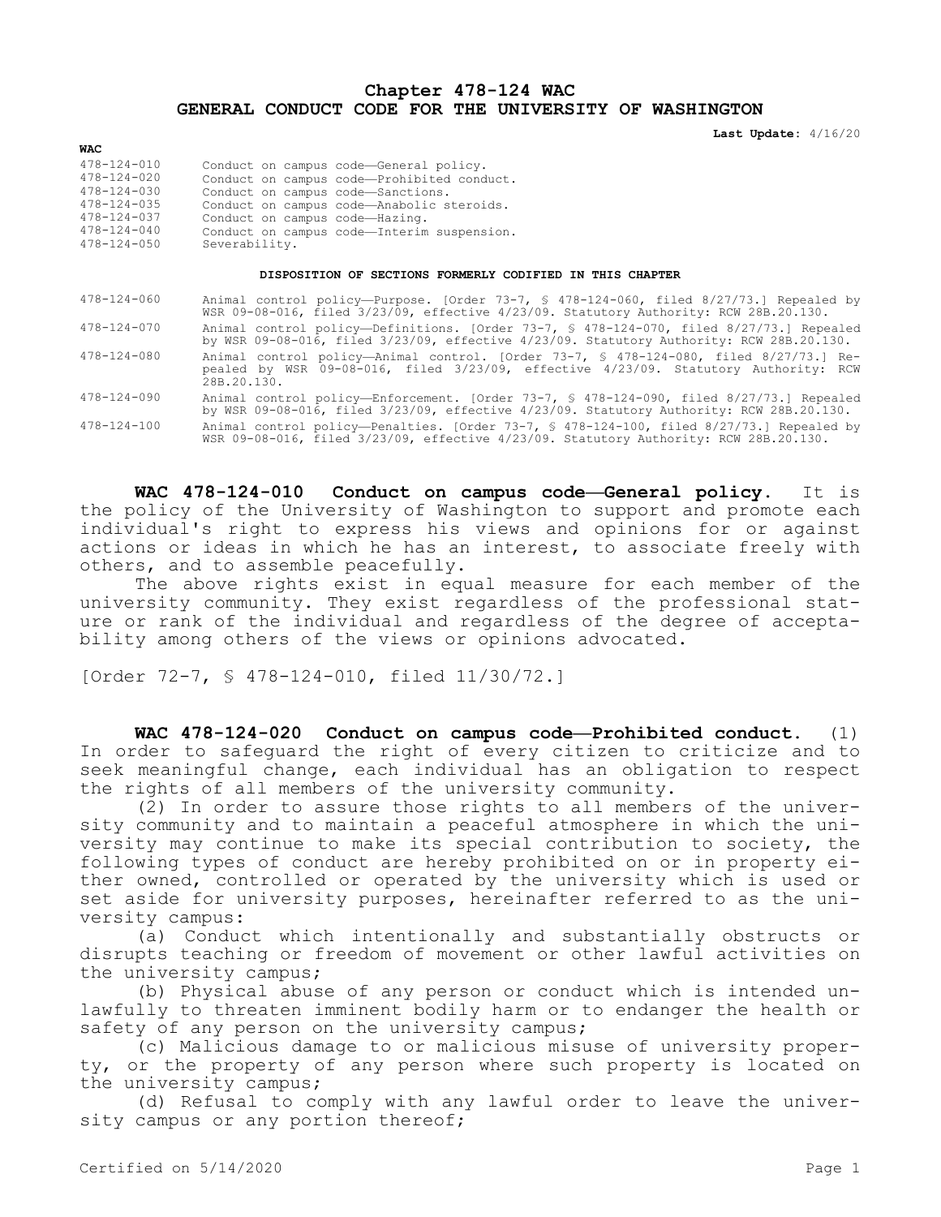# Chapter 478-124 WAC
# GENERAL CONDUCT CODE FOR THE UNIVERSITY OF WASHINGTON

**Last Update:** 4/16/20

| WAC | |
|---|---|
| 478-124-010 | Conduct on campus code—General policy. |
| 478-124-020 | Conduct on campus code—Prohibited conduct. |
| 478-124-030 | Conduct on campus code—Sanctions. |
| 478-124-035 | Conduct on campus code—Anabolic steroids. |
| 478-124-037 | Conduct on campus code—Hazing. |
| 478-124-040 | Conduct on campus code—Interim suspension. |
| 478-124-050 | Severability. |

**DISPOSITION OF SECTIONS FORMERLY CODIFIED IN THIS CHAPTER**

| | |
|---|---|
| 478-124-060 | Animal control policy—Purpose. [Order 73-7, § 478-124-060, filed 8/27/73.] Repealed by WSR 09-08-016, filed 3/23/09, effective 4/23/09. Statutory Authority: RCW 28B.20.130. |
| 478-124-070 | Animal control policy—Definitions. [Order 73-7, § 478-124-070, filed 8/27/73.] Repealed by WSR 09-08-016, filed 3/23/09, effective 4/23/09. Statutory Authority: RCW 28B.20.130. |
| 478-124-080 | Animal control policy—Animal control. [Order 73-7, § 478-124-080, filed 8/27/73.] Repealed by WSR 09-08-016, filed 3/23/09, effective 4/23/09. Statutory Authority: RCW 28B.20.130. |
| 478-124-090 | Animal control policy—Enforcement. [Order 73-7, § 478-124-090, filed 8/27/73.] Repealed by WSR 09-08-016, filed 3/23/09, effective 4/23/09. Statutory Authority: RCW 28B.20.130. |
| 478-124-100 | Animal control policy—Penalties. [Order 73-7, § 478-124-100, filed 8/27/73.] Repealed by WSR 09-08-016, filed 3/23/09, effective 4/23/09. Statutory Authority: RCW 28B.20.130. |

**WAC 478-124-010 Conduct on campus code—General policy.** It is the policy of the University of Washington to support and promote each individual's right to express his views and opinions for or against actions or ideas in which he has an interest, to associate freely with others, and to assemble peacefully.

The above rights exist in equal measure for each member of the university community. They exist regardless of the professional stature or rank of the individual and regardless of the degree of acceptability among others of the views or opinions advocated.

[Order 72-7, § 478-124-010, filed 11/30/72.]

**WAC 478-124-020 Conduct on campus code—Prohibited conduct.** (1) In order to safeguard the right of every citizen to criticize and to seek meaningful change, each individual has an obligation to respect the rights of all members of the university community.

(2) In order to assure those rights to all members of the university community and to maintain a peaceful atmosphere in which the university may continue to make its special contribution to society, the following types of conduct are hereby prohibited on or in property either owned, controlled or operated by the university which is used or set aside for university purposes, hereinafter referred to as the university campus:

(a) Conduct which intentionally and substantially obstructs or disrupts teaching or freedom of movement or other lawful activities on the university campus;

(b) Physical abuse of any person or conduct which is intended unlawfully to threaten imminent bodily harm or to endanger the health or safety of any person on the university campus;

(c) Malicious damage to or malicious misuse of university property, or the property of any person where such property is located on the university campus;

(d) Refusal to comply with any lawful order to leave the university campus or any portion thereof;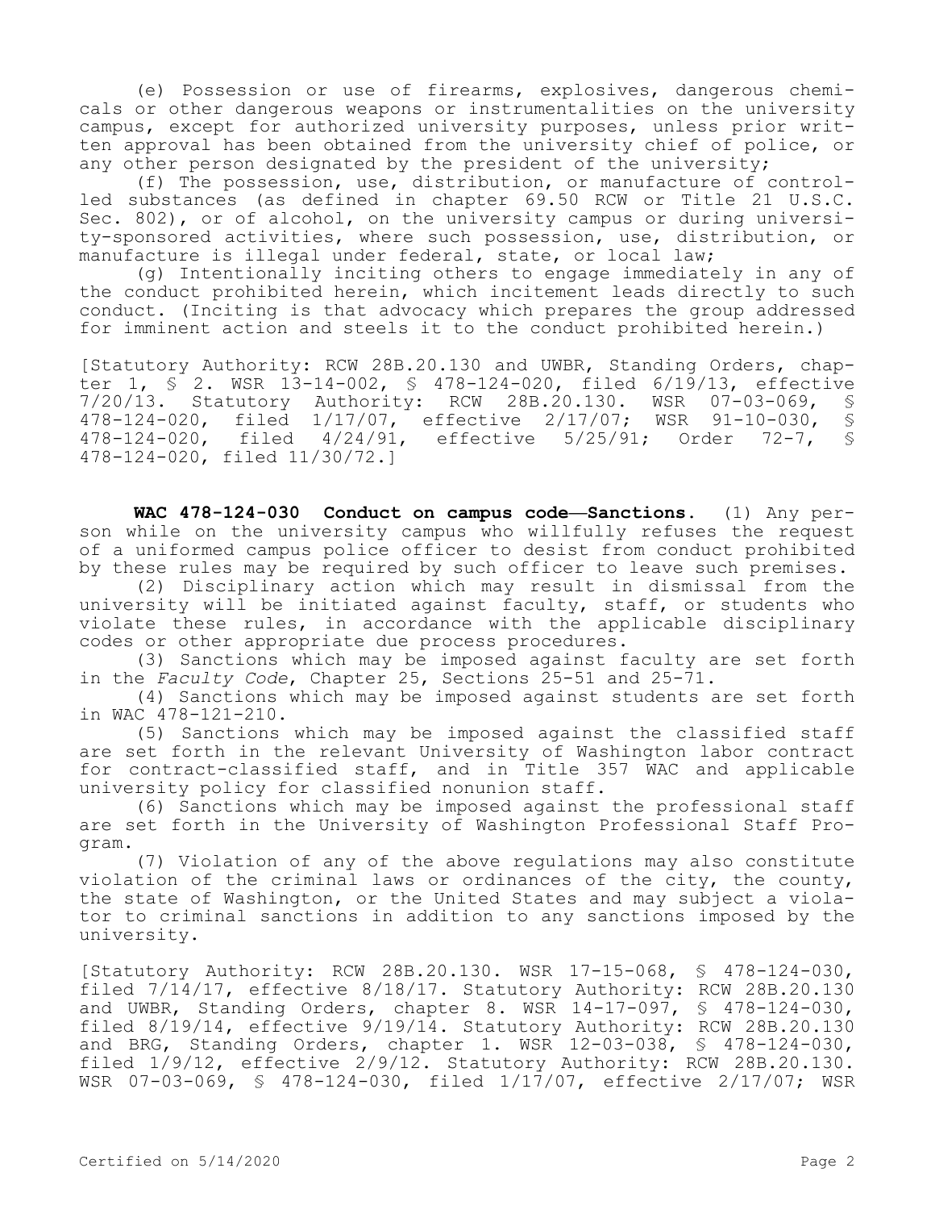(e) Possession or use of firearms, explosives, dangerous chemicals or other dangerous weapons or instrumentalities on the university campus, except for authorized university purposes, unless prior written approval has been obtained from the university chief of police, or any other person designated by the president of the university;

(f) The possession, use, distribution, or manufacture of controlled substances (as defined in chapter 69.50 RCW or Title 21 U.S.C. Sec. 802), or of alcohol, on the university campus or during university-sponsored activities, where such possession, use, distribution, or manufacture is illegal under federal, state, or local law;

(g) Intentionally inciting others to engage immediately in any of the conduct prohibited herein, which incitement leads directly to such conduct. (Inciting is that advocacy which prepares the group addressed for imminent action and steels it to the conduct prohibited herein.)

[Statutory Authority: RCW 28B.20.130 and UWBR, Standing Orders, chapter 1, § 2. WSR 13-14-002, § 478-124-020, filed 6/19/13, effective 7/20/13. Statutory Authority: RCW 28B.20.130. WSR 07-03-069, § 478-124-020, filed 1/17/07, effective 2/17/07; WSR 91-10-030, § 478-124-020, filed 4/24/91, effective 5/25/91; Order 72-7, § 478-124-020, filed 11/30/72.]

**WAC 478-124-030 Conduct on campus code—Sanctions.** (1) Any person while on the university campus who willfully refuses the request of a uniformed campus police officer to desist from conduct prohibited by these rules may be required by such officer to leave such premises.

(2) Disciplinary action which may result in dismissal from the university will be initiated against faculty, staff, or students who violate these rules, in accordance with the applicable disciplinary codes or other appropriate due process procedures.

(3) Sanctions which may be imposed against faculty are set forth in the *Faculty Code*, Chapter 25, Sections 25-51 and 25-71.

(4) Sanctions which may be imposed against students are set forth in WAC 478-121-210.

(5) Sanctions which may be imposed against the classified staff are set forth in the relevant University of Washington labor contract for contract-classified staff, and in Title 357 WAC and applicable university policy for classified nonunion staff.

(6) Sanctions which may be imposed against the professional staff are set forth in the University of Washington Professional Staff Program.

(7) Violation of any of the above regulations may also constitute violation of the criminal laws or ordinances of the city, the county, the state of Washington, or the United States and may subject a violator to criminal sanctions in addition to any sanctions imposed by the university.

[Statutory Authority: RCW 28B.20.130. WSR 17-15-068, § 478-124-030, filed 7/14/17, effective 8/18/17. Statutory Authority: RCW 28B.20.130 and UWBR, Standing Orders, chapter 8. WSR 14-17-097, § 478-124-030, filed 8/19/14, effective 9/19/14. Statutory Authority: RCW 28B.20.130 and BRG, Standing Orders, chapter 1. WSR 12-03-038, § 478-124-030, filed 1/9/12, effective 2/9/12. Statutory Authority: RCW 28B.20.130. WSR 07-03-069, § 478-124-030, filed 1/17/07, effective 2/17/07; WSR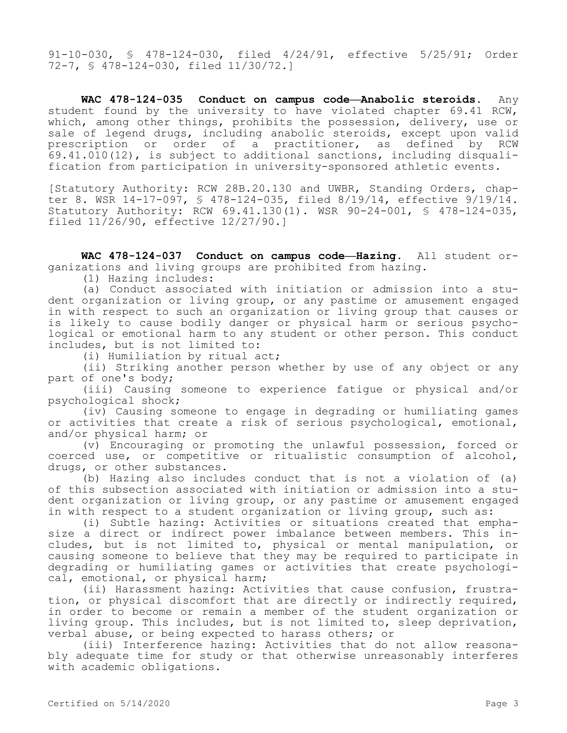91-10-030, § 478-124-030, filed 4/24/91, effective 5/25/91; Order 72-7, § 478-124-030, filed 11/30/72.]

**WAC 478-124-035 Conduct on campus code—Anabolic steroids.** Any student found by the university to have violated chapter 69.41 RCW, which, among other things, prohibits the possession, delivery, use or sale of legend drugs, including anabolic steroids, except upon valid prescription or order of a practitioner, as defined by RCW 69.41.010(12), is subject to additional sanctions, including disqualification from participation in university-sponsored athletic events.

[Statutory Authority: RCW 28B.20.130 and UWBR, Standing Orders, chapter 8. WSR 14-17-097, § 478-124-035, filed 8/19/14, effective 9/19/14. Statutory Authority: RCW 69.41.130(1). WSR 90-24-001, § 478-124-035, filed 11/26/90, effective 12/27/90.]

**WAC 478-124-037 Conduct on campus code—Hazing.** All student organizations and living groups are prohibited from hazing.

(1) Hazing includes:

(a) Conduct associated with initiation or admission into a student organization or living group, or any pastime or amusement engaged in with respect to such an organization or living group that causes or is likely to cause bodily danger or physical harm or serious psychological or emotional harm to any student or other person. This conduct includes, but is not limited to:

(i) Humiliation by ritual act;

(ii) Striking another person whether by use of any object or any part of one's body;

(iii) Causing someone to experience fatigue or physical and/or psychological shock;

(iv) Causing someone to engage in degrading or humiliating games or activities that create a risk of serious psychological, emotional, and/or physical harm; or

(v) Encouraging or promoting the unlawful possession, forced or coerced use, or competitive or ritualistic consumption of alcohol, drugs, or other substances.

(b) Hazing also includes conduct that is not a violation of (a) of this subsection associated with initiation or admission into a student organization or living group, or any pastime or amusement engaged in with respect to a student organization or living group, such as:

(i) Subtle hazing: Activities or situations created that emphasize a direct or indirect power imbalance between members. This includes, but is not limited to, physical or mental manipulation, or causing someone to believe that they may be required to participate in degrading or humiliating games or activities that create psychological, emotional, or physical harm;

(ii) Harassment hazing: Activities that cause confusion, frustration, or physical discomfort that are directly or indirectly required, in order to become or remain a member of the student organization or living group. This includes, but is not limited to, sleep deprivation, verbal abuse, or being expected to harass others; or

(iii) Interference hazing: Activities that do not allow reasonably adequate time for study or that otherwise unreasonably interferes with academic obligations.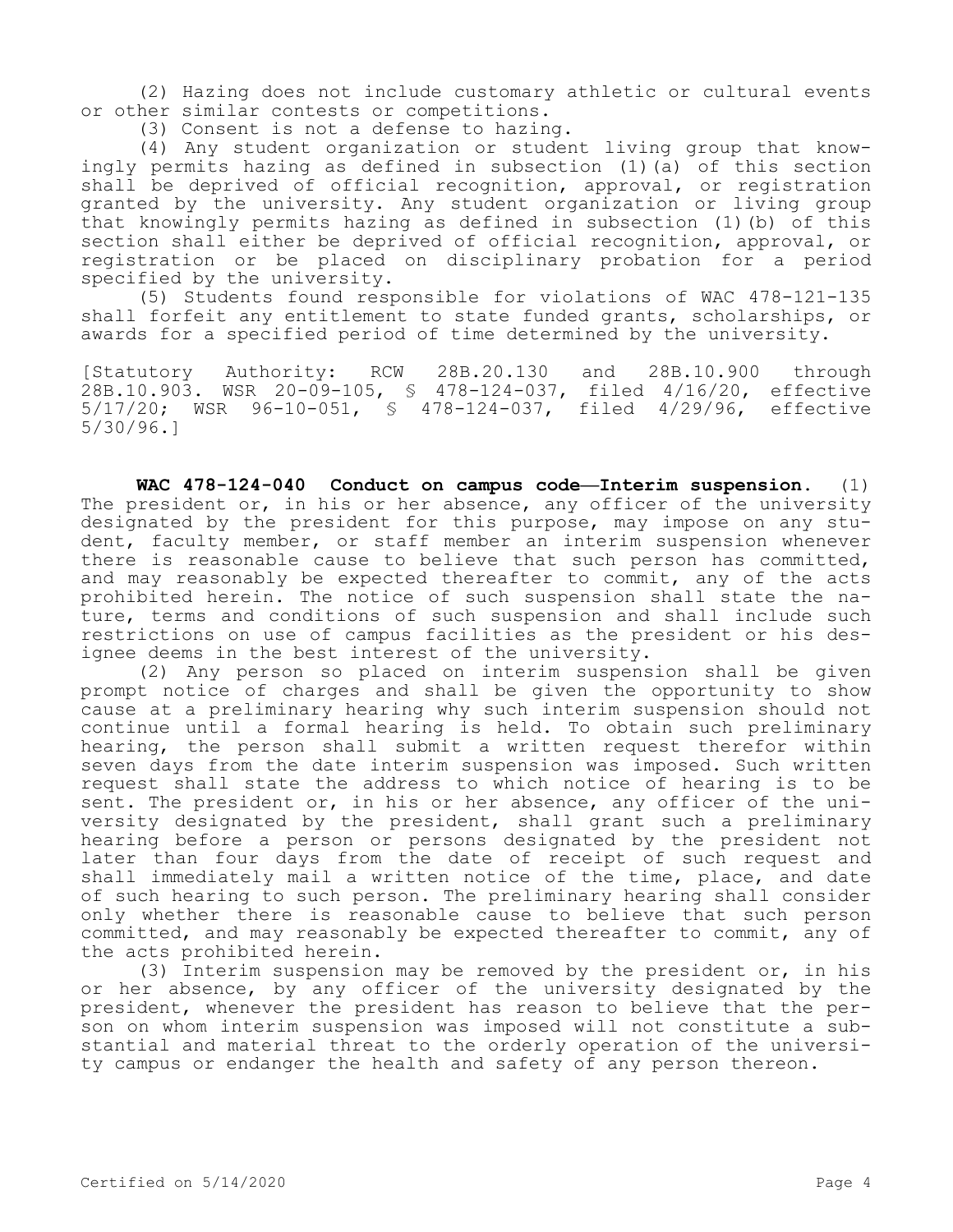(2) Hazing does not include customary athletic or cultural events or other similar contests or competitions.

(3) Consent is not a defense to hazing.

(4) Any student organization or student living group that knowingly permits hazing as defined in subsection (1)(a) of this section shall be deprived of official recognition, approval, or registration granted by the university. Any student organization or living group that knowingly permits hazing as defined in subsection (1)(b) of this section shall either be deprived of official recognition, approval, or registration or be placed on disciplinary probation for a period specified by the university.

(5) Students found responsible for violations of WAC 478-121-135 shall forfeit any entitlement to state funded grants, scholarships, or awards for a specified period of time determined by the university.

[Statutory Authority: RCW 28B.20.130 and 28B.10.900 through 28B.10.903. WSR 20-09-105, § 478-124-037, filed 4/16/20, effective 5/17/20; WSR 96-10-051, § 478-124-037, filed 4/29/96, effective 5/30/96.]

**WAC 478-124-040 Conduct on campus code—Interim suspension.** (1) The president or, in his or her absence, any officer of the university designated by the president for this purpose, may impose on any student, faculty member, or staff member an interim suspension whenever there is reasonable cause to believe that such person has committed, and may reasonably be expected thereafter to commit, any of the acts prohibited herein. The notice of such suspension shall state the nature, terms and conditions of such suspension and shall include such restrictions on use of campus facilities as the president or his designee deems in the best interest of the university.

(2) Any person so placed on interim suspension shall be given prompt notice of charges and shall be given the opportunity to show cause at a preliminary hearing why such interim suspension should not continue until a formal hearing is held. To obtain such preliminary hearing, the person shall submit a written request therefor within seven days from the date interim suspension was imposed. Such written request shall state the address to which notice of hearing is to be sent. The president or, in his or her absence, any officer of the university designated by the president, shall grant such a preliminary hearing before a person or persons designated by the president not later than four days from the date of receipt of such request and shall immediately mail a written notice of the time, place, and date of such hearing to such person. The preliminary hearing shall consider only whether there is reasonable cause to believe that such person committed, and may reasonably be expected thereafter to commit, any of the acts prohibited herein.

(3) Interim suspension may be removed by the president or, in his or her absence, by any officer of the university designated by the president, whenever the president has reason to believe that the person on whom interim suspension was imposed will not constitute a substantial and material threat to the orderly operation of the university campus or endanger the health and safety of any person thereon.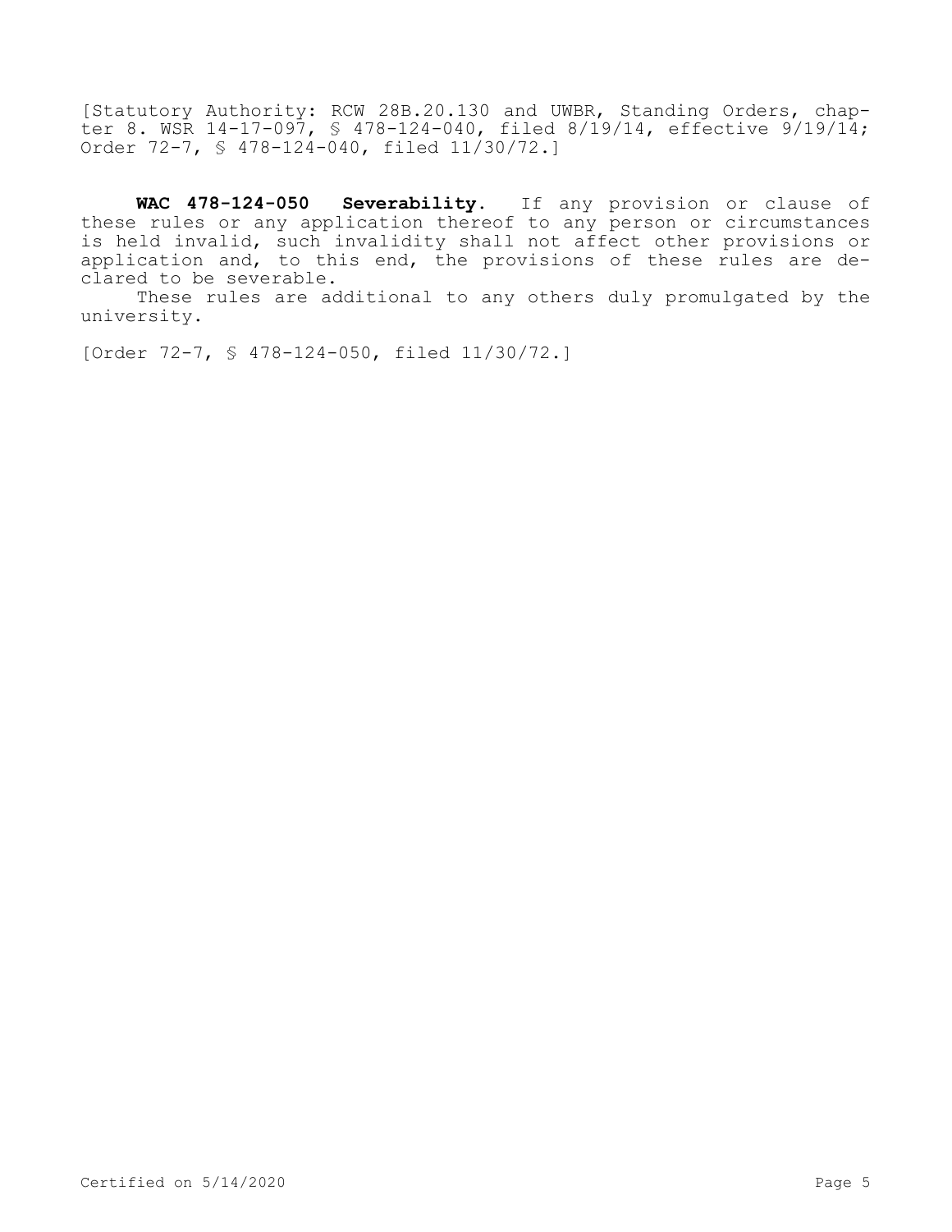[Statutory Authority: RCW 28B.20.130 and UWBR, Standing Orders, chapter 8. WSR 14-17-097, § 478-124-040, filed 8/19/14, effective 9/19/14; Order 72-7, § 478-124-040, filed 11/30/72.]

**WAC 478-124-050 Severability.** If any provision or clause of these rules or any application thereof to any person or circumstances is held invalid, such invalidity shall not affect other provisions or application and, to this end, the provisions of these rules are declared to be severable.

These rules are additional to any others duly promulgated by the university.

[Order 72-7, § 478-124-050, filed 11/30/72.]